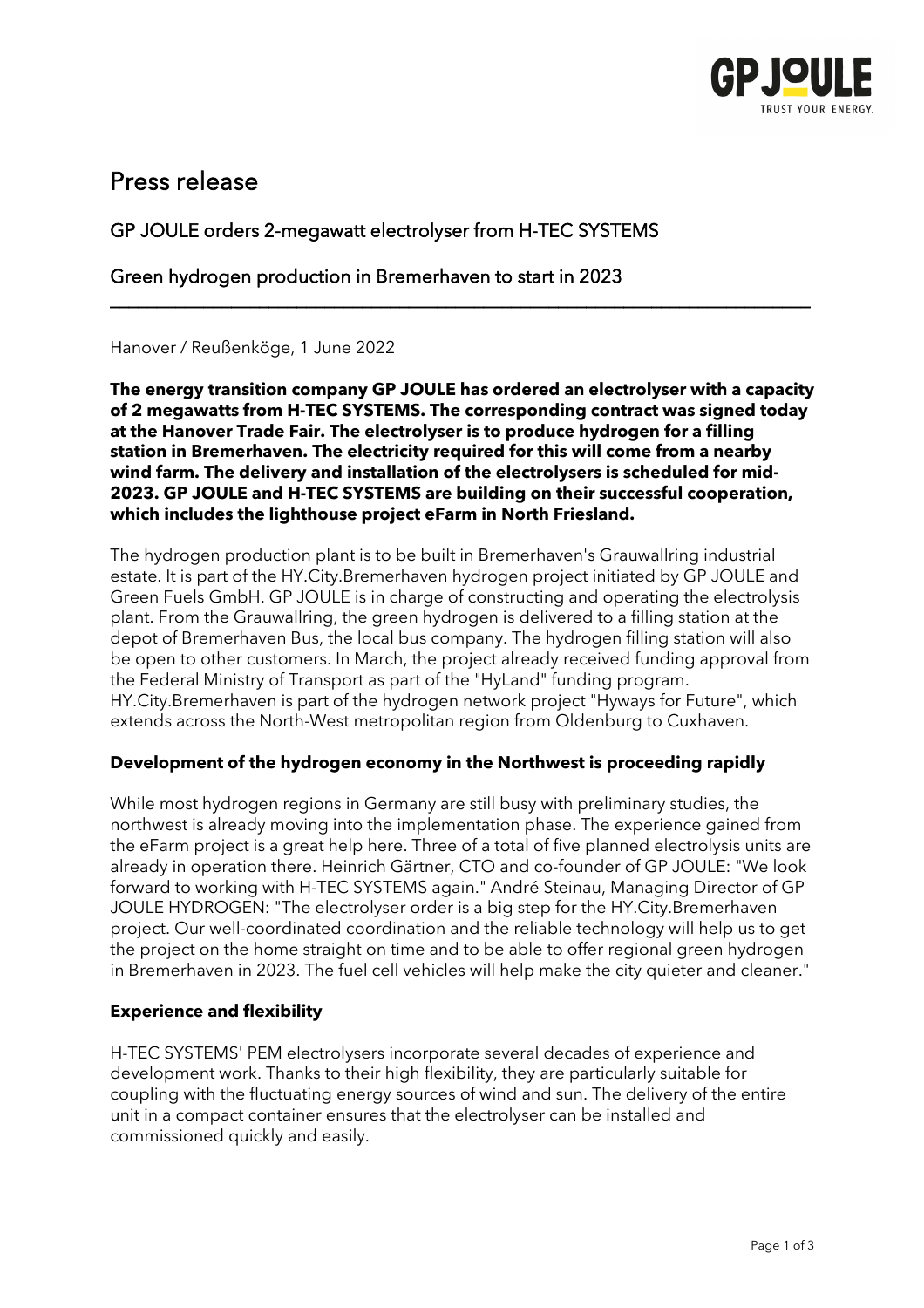# Press release

## GP JOULE orders 2-megawatt electrolyser from H-TEC SYSTEMS

## Green hydrogen production in Bremerhaven to start in 2023

---

Hanover / Reußenköge, 1 June 2022

**The energy transition company GP JOULE has ordered an electrolyser with a capacity of 2 megawatts from H-TEC SYSTEMS. The corresponding contract was signed today at the Hanover Trade Fair. The electrolyser is to produce hydrogen for a filling station in Bremerhaven. The electricity required for this will come from a nearby wind farm. The delivery and installation of the electrolysers is scheduled for mid-2023. GP JOULE and H-TEC SYSTEMS are building on their successful cooperation, which includes the lighthouse project eFarm in North Friesland.**

The hydrogen production plant is to be built in Bremerhaven's Grauwallring industrial estate. It is part of the HY.City.Bremerhaven hydrogen project initiated by GP JOULE and Green Fuels GmbH. GP JOULE is in charge of constructing and operating the electrolysis plant. From the Grauwallring, the green hydrogen is delivered to a filling station at the depot of Bremerhaven Bus, the local bus company. The hydrogen filling station will also be open to other customers. In March, the project already received funding approval from the Federal Ministry of Transport as part of the "HyLand" funding program. HY.City.Bremerhaven is part of the hydrogen network project "Hyways for Future", which extends across the North-West metropolitan region from Oldenburg to Cuxhaven.

### Development of the hydrogen economy in the Northwest is proceeding rapidly

While most hydrogen regions in Germany are still busy with preliminary studies, the northwest is already moving into the implementation phase. The experience gained from the eFarm project is a great help here. Three of a total of five planned electrolysis units are already in operation there. Heinrich Gärtner, CTO and co-founder of GP JOULE: "We look forward to working with H-TEC SYSTEMS again." André Steinau, Managing Director of GP JOULE HYDROGEN: "The electrolyser order is a big step for the HY.City.Bremerhaven project. Our well-coordinated coordination and the reliable technology will help us to get the project on the home straight on time and to be able to offer regional green hydrogen in Bremerhaven in 2023. The fuel cell vehicles will help make the city quieter and cleaner."

### Experience and flexibility

H-TEC SYSTEMS' PEM electrolysers incorporate several decades of experience and development work. Thanks to their high flexibility, they are particularly suitable for coupling with the fluctuating energy sources of wind and sun. The delivery of the entire unit in a compact container ensures that the electrolyser can be installed and commissioned quickly and easily.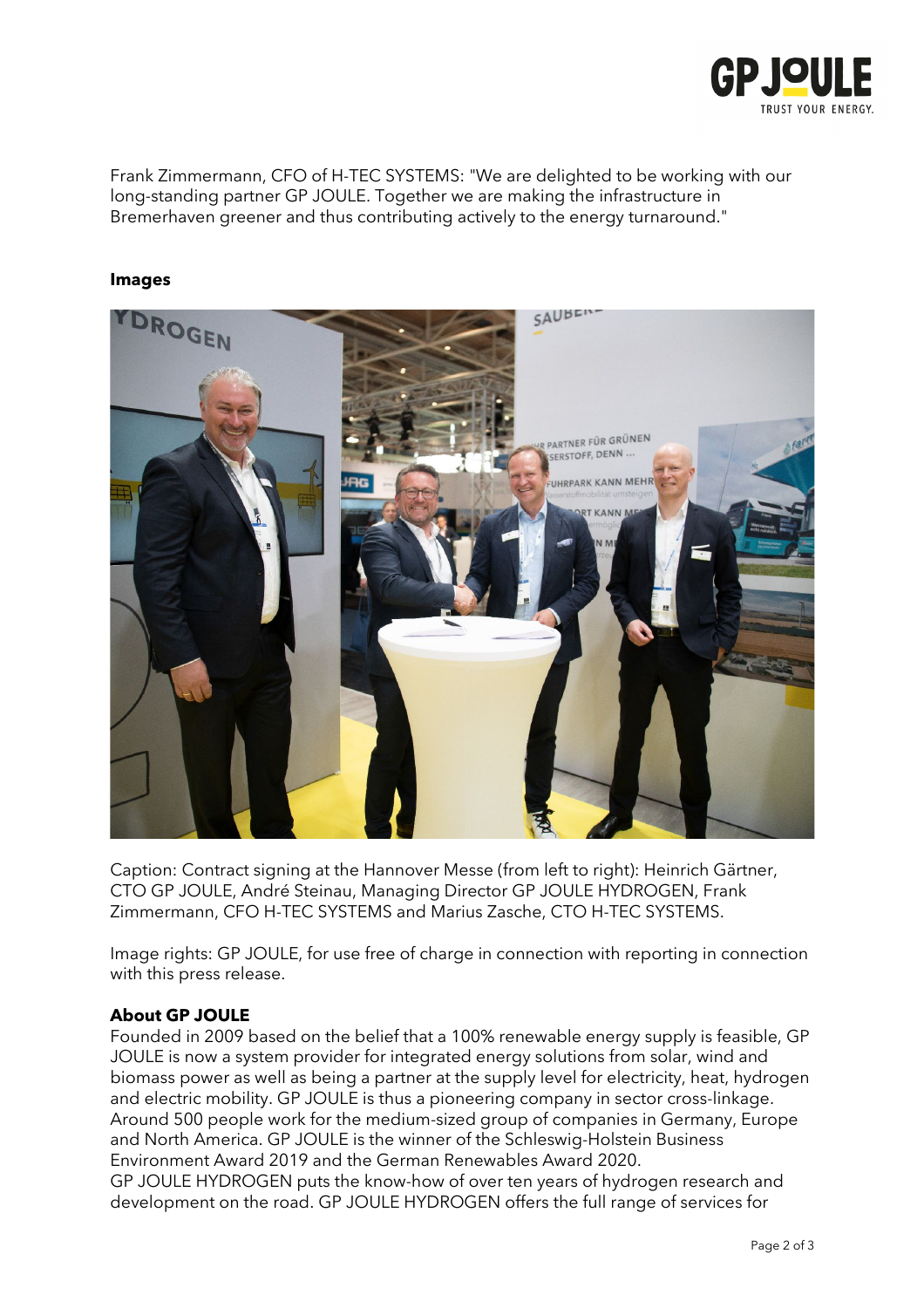Frank Zimmermann, CFO of H-TEC SYSTEMS: "We are delighted to be working with our long-standing partner GP JOULE. Together we are making the infrastructure in Bremerhaven greener and thus contributing actively to the energy turnaround."

**Images**

Caption: Contract signing at the Hannover Messe (from left to right): Heinrich Gärtner, CTO GP JOULE, André Steinau, Managing Director GP JOULE HYDROGEN, Frank Zimmermann, CFO H-TEC SYSTEMS and Marius Zasche, CTO H-TEC SYSTEMS.

Image rights: GP JOULE, for use free of charge in connection with reporting in connection with this press release.

**About GP JOULE**

Founded in 2009 based on the belief that a 100% renewable energy supply is feasible, GP JOULE is now a system provider for integrated energy solutions from solar, wind and biomass power as well as being a partner at the supply level for electricity, heat, hydrogen and electric mobility. GP JOULE is thus a pioneering company in sector cross-linkage. Around 500 people work for the medium-sized group of companies in Germany, Europe and North America. GP JOULE is the winner of the Schleswig-Holstein Business Environment Award 2019 and the German Renewables Award 2020.
GP JOULE HYDROGEN puts the know-how of over ten years of hydrogen research and development on the road. GP JOULE HYDROGEN offers the full range of services for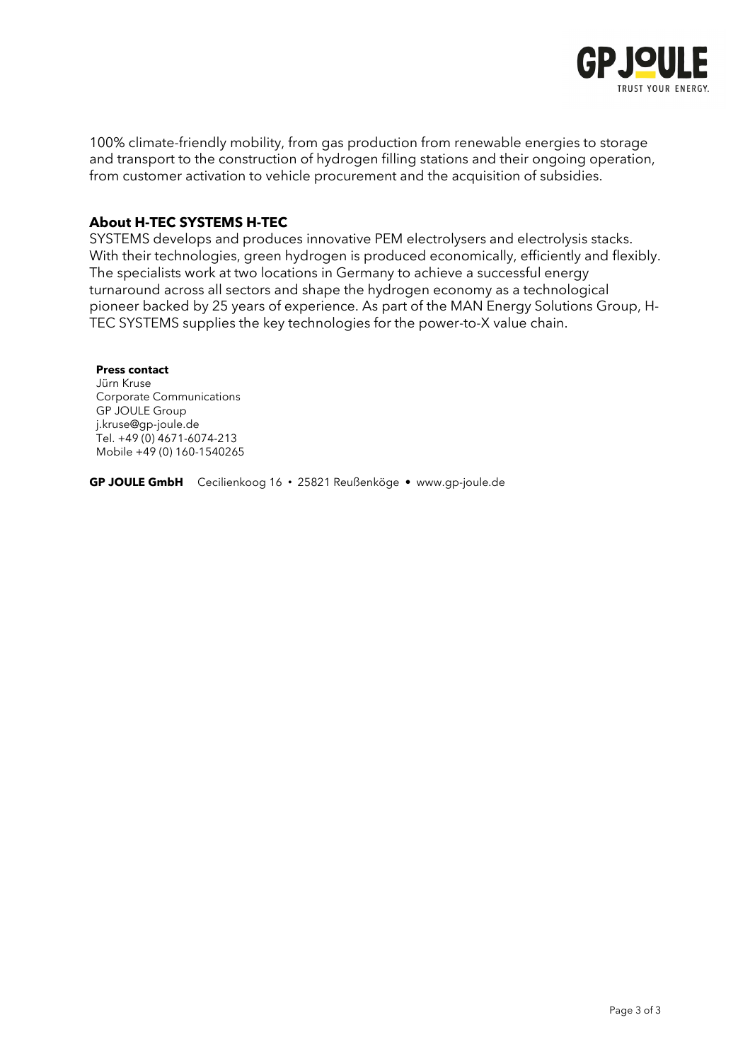100% climate-friendly mobility, from gas production from renewable energies to storage and transport to the construction of hydrogen filling stations and their ongoing operation, from customer activation to vehicle procurement and the acquisition of subsidies.

**About H-TEC SYSTEMS H-TEC**

SYSTEMS develops and produces innovative PEM electrolysers and electrolysis stacks. With their technologies, green hydrogen is produced economically, efficiently and flexibly. The specialists work at two locations in Germany to achieve a successful energy turnaround across all sectors and shape the hydrogen economy as a technological pioneer backed by 25 years of experience. As part of the MAN Energy Solutions Group, H-TEC SYSTEMS supplies the key technologies for the power-to-X value chain.

**Press contact**
Jürn Kruse
Corporate Communications
GP JOULE Group
j.kruse@gp-joule.de
Tel. +49 (0) 4671-6074-213
Mobile +49 (0) 160-1540265

**GP JOULE GmbH** Cecilienkoog 16 • 25821 Reußenköge • www.gp-joule.de